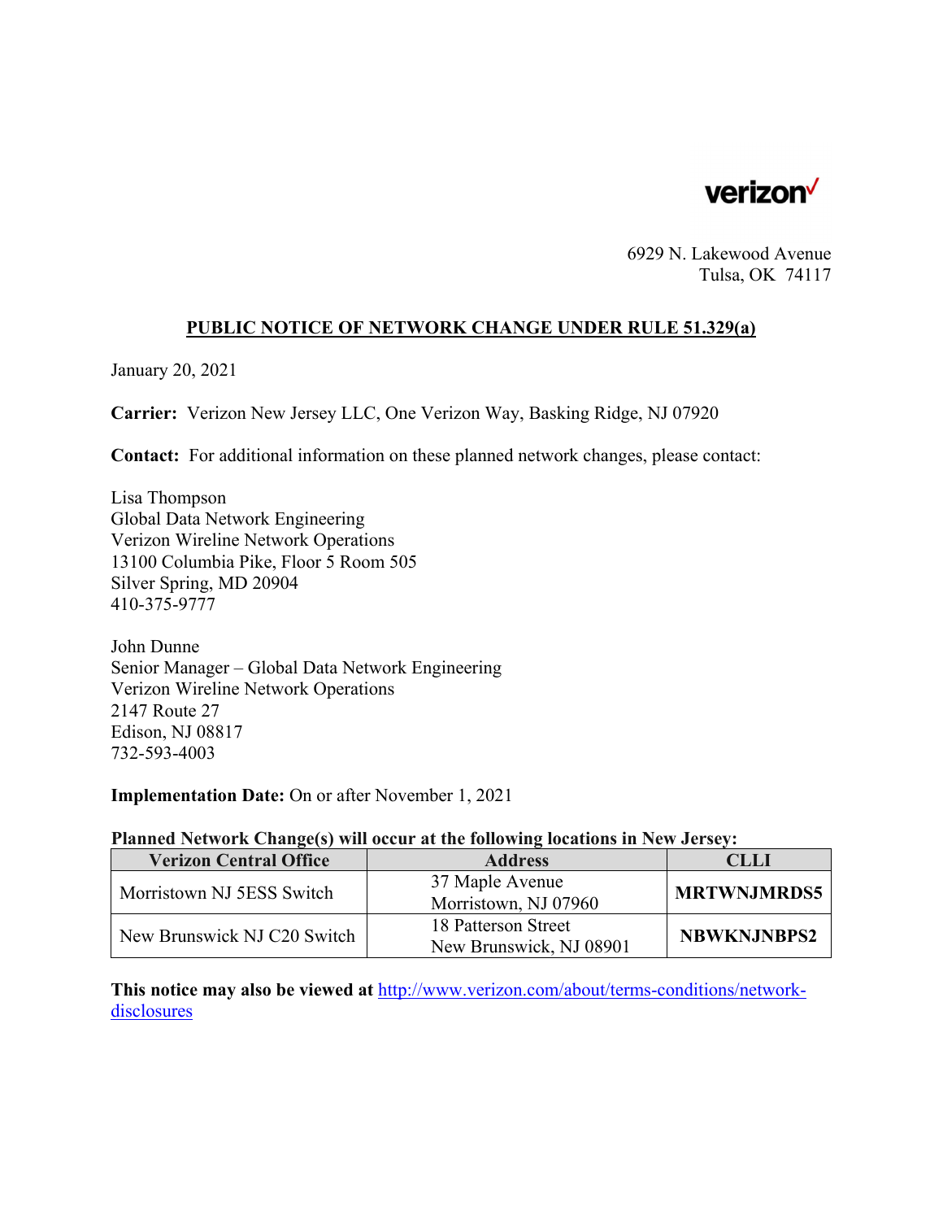verizon

6929 N. Lakewood Avenue
Tulsa, OK 74117

## PUBLIC NOTICE OF NETWORK CHANGE UNDER RULE 51.329(a)

January 20, 2021

**Carrier:** Verizon New Jersey LLC, One Verizon Way, Basking Ridge, NJ 07920

**Contact:** For additional information on these planned network changes, please contact:

Lisa Thompson
Global Data Network Engineering
Verizon Wireline Network Operations
13100 Columbia Pike, Floor 5 Room 505
Silver Spring, MD 20904
410-375-9777

John Dunne
Senior Manager – Global Data Network Engineering
Verizon Wireline Network Operations
2147 Route 27
Edison, NJ 08817
732-593-4003

**Implementation Date:** On or after November 1, 2021

**Planned Network Change(s) will occur at the following locations in New Jersey:**

| Verizon Central Office | Address | CLLI |
| --- | --- | --- |
| Morristown NJ 5ESS Switch | 37 Maple Avenue Morristown, NJ 07960 | **MRTWNJMRDS5** |
| New Brunswick NJ C20 Switch | 18 Patterson Street New Brunswick, NJ 08901 | **NBWKNJNBPS2** |

**This notice may also be viewed at** http://www.verizon.com/about/terms-conditions/network-disclosures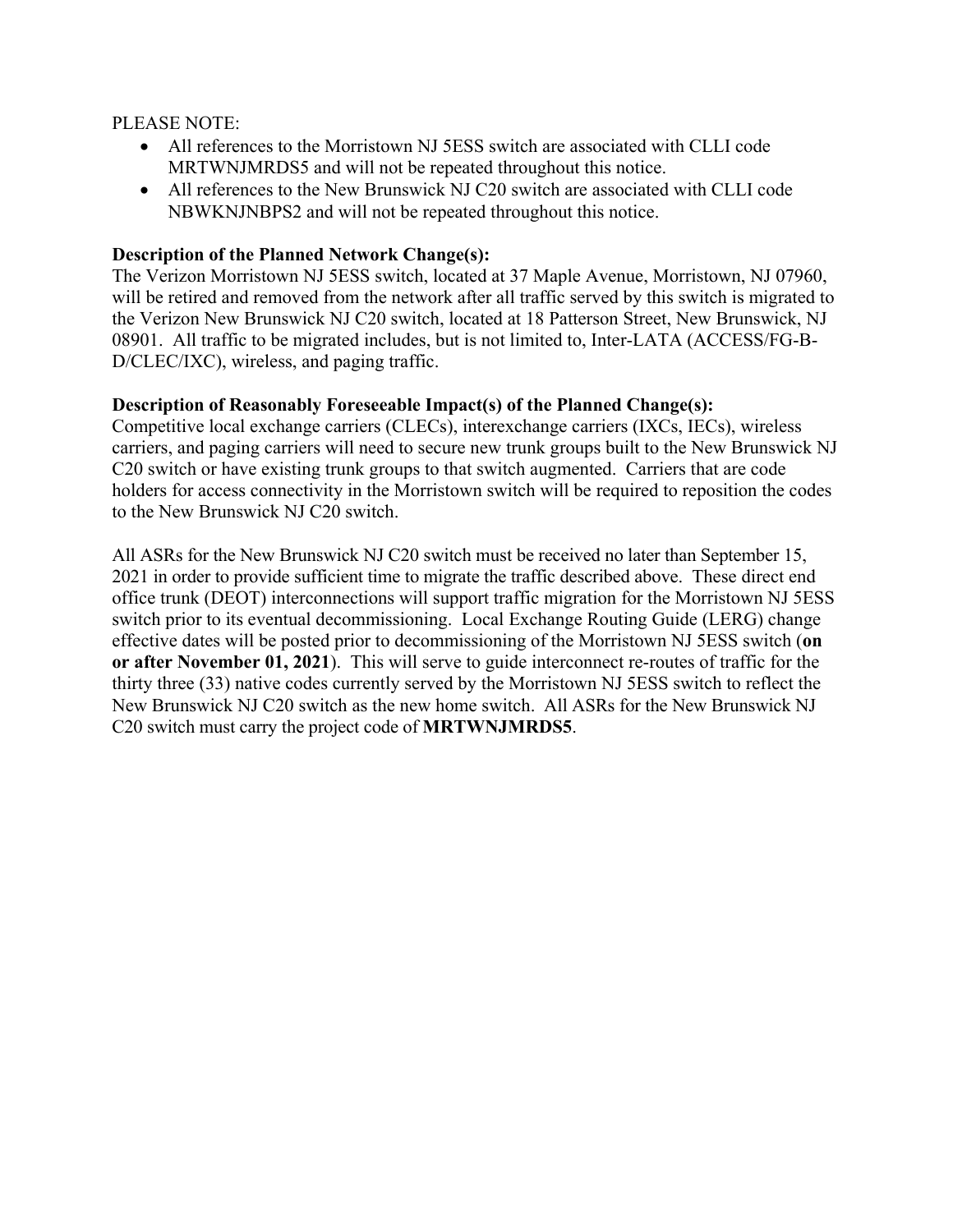PLEASE NOTE:

- All references to the Morristown NJ 5ESS switch are associated with CLLI code MRTWNJMRDS5 and will not be repeated throughout this notice.
- All references to the New Brunswick NJ C20 switch are associated with CLLI code NBWKNJNBPS2 and will not be repeated throughout this notice.

**Description of the Planned Network Change(s):**
The Verizon Morristown NJ 5ESS switch, located at 37 Maple Avenue, Morristown, NJ 07960, will be retired and removed from the network after all traffic served by this switch is migrated to the Verizon New Brunswick NJ C20 switch, located at 18 Patterson Street, New Brunswick, NJ 08901. All traffic to be migrated includes, but is not limited to, Inter-LATA (ACCESS/FG-B-D/CLEC/IXC), wireless, and paging traffic.

**Description of Reasonably Foreseeable Impact(s) of the Planned Change(s):**
Competitive local exchange carriers (CLECs), interexchange carriers (IXCs, IECs), wireless carriers, and paging carriers will need to secure new trunk groups built to the New Brunswick NJ C20 switch or have existing trunk groups to that switch augmented. Carriers that are code holders for access connectivity in the Morristown switch will be required to reposition the codes to the New Brunswick NJ C20 switch.

All ASRs for the New Brunswick NJ C20 switch must be received no later than September 15, 2021 in order to provide sufficient time to migrate the traffic described above. These direct end office trunk (DEOT) interconnections will support traffic migration for the Morristown NJ 5ESS switch prior to its eventual decommissioning. Local Exchange Routing Guide (LERG) change effective dates will be posted prior to decommissioning of the Morristown NJ 5ESS switch (**on or after November 01, 2021**). This will serve to guide interconnect re-routes of traffic for the thirty three (33) native codes currently served by the Morristown NJ 5ESS switch to reflect the New Brunswick NJ C20 switch as the new home switch. All ASRs for the New Brunswick NJ C20 switch must carry the project code of **MRTWNJMRDS5**.